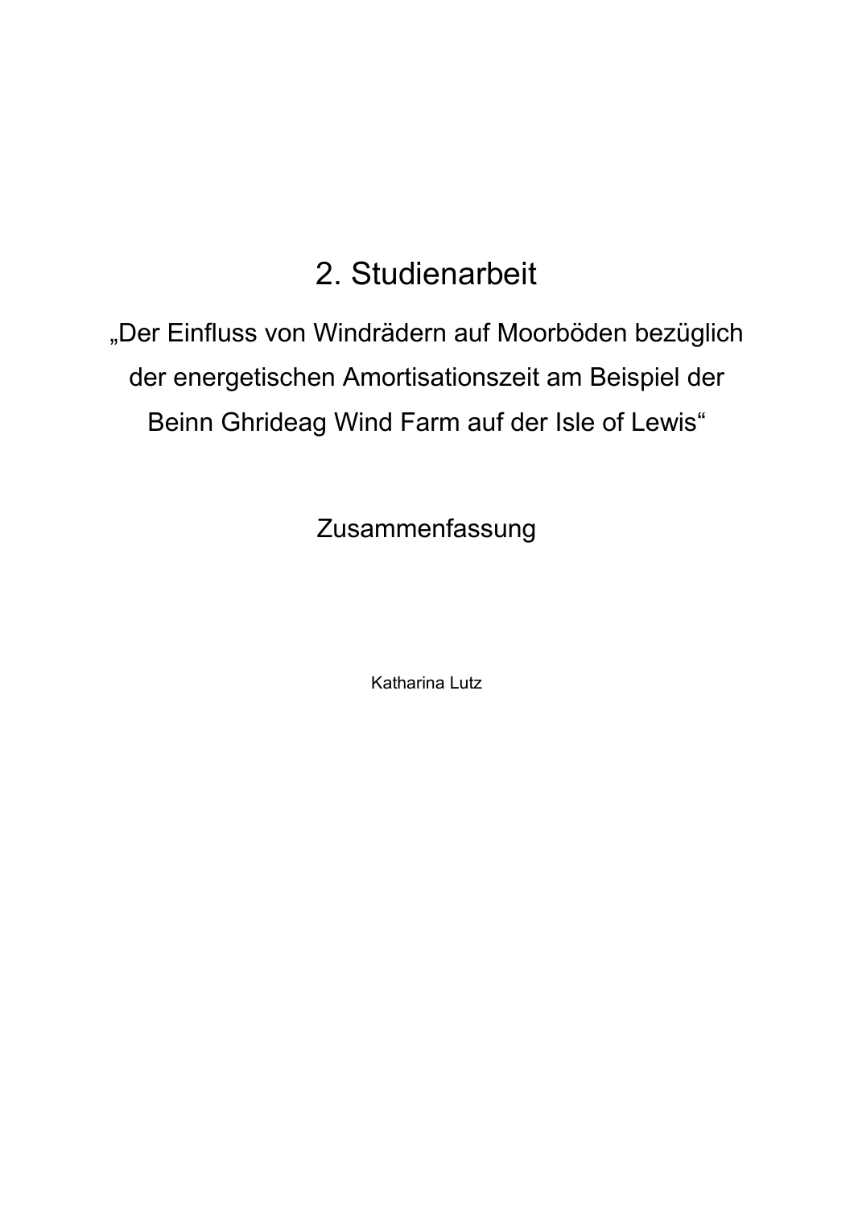# 2. Studienarbeit

„Der Einfluss von Windrädern auf Moorböden bezüglich der energetischen Amortisationszeit am Beispiel der Beinn Ghrideag Wind Farm auf der Isle of Lewis“

## Zusammenfassung

Katharina Lutz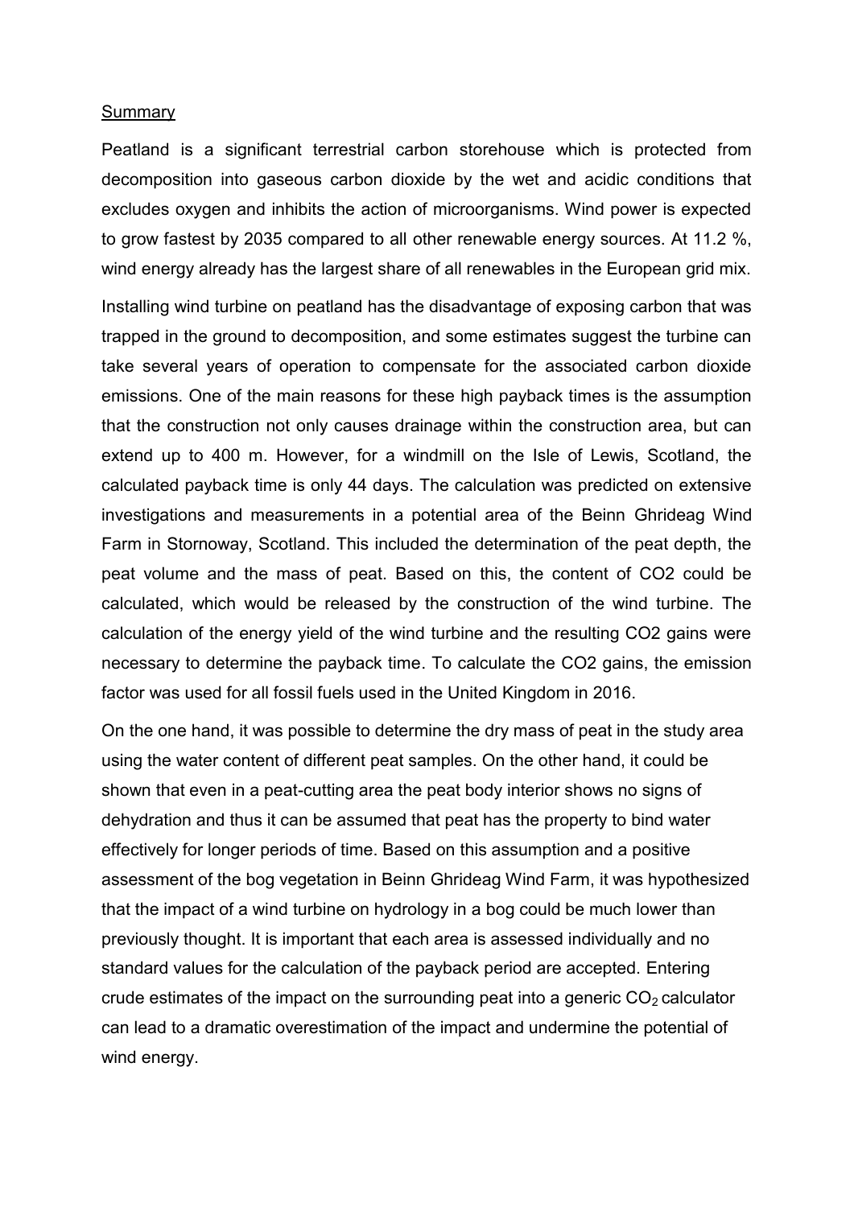Summary

Peatland is a significant terrestrial carbon storehouse which is protected from decomposition into gaseous carbon dioxide by the wet and acidic conditions that excludes oxygen and inhibits the action of microorganisms. Wind power is expected to grow fastest by 2035 compared to all other renewable energy sources. At 11.2 %, wind energy already has the largest share of all renewables in the European grid mix.

Installing wind turbine on peatland has the disadvantage of exposing carbon that was trapped in the ground to decomposition, and some estimates suggest the turbine can take several years of operation to compensate for the associated carbon dioxide emissions. One of the main reasons for these high payback times is the assumption that the construction not only causes drainage within the construction area, but can extend up to 400 m. However, for a windmill on the Isle of Lewis, Scotland, the calculated payback time is only 44 days. The calculation was predicted on extensive investigations and measurements in a potential area of the Beinn Ghrideag Wind Farm in Stornoway, Scotland. This included the determination of the peat depth, the peat volume and the mass of peat. Based on this, the content of CO2 could be calculated, which would be released by the construction of the wind turbine. The calculation of the energy yield of the wind turbine and the resulting CO2 gains were necessary to determine the payback time. To calculate the CO2 gains, the emission factor was used for all fossil fuels used in the United Kingdom in 2016.

On the one hand, it was possible to determine the dry mass of peat in the study area using the water content of different peat samples. On the other hand, it could be shown that even in a peat-cutting area the peat body interior shows no signs of dehydration and thus it can be assumed that peat has the property to bind water effectively for longer periods of time. Based on this assumption and a positive assessment of the bog vegetation in Beinn Ghrideag Wind Farm, it was hypothesized that the impact of a wind turbine on hydrology in a bog could be much lower than previously thought. It is important that each area is assessed individually and no standard values for the calculation of the payback period are accepted. Entering crude estimates of the impact on the surrounding peat into a generic $CO_2$ calculator can lead to a dramatic overestimation of the impact and undermine the potential of wind energy.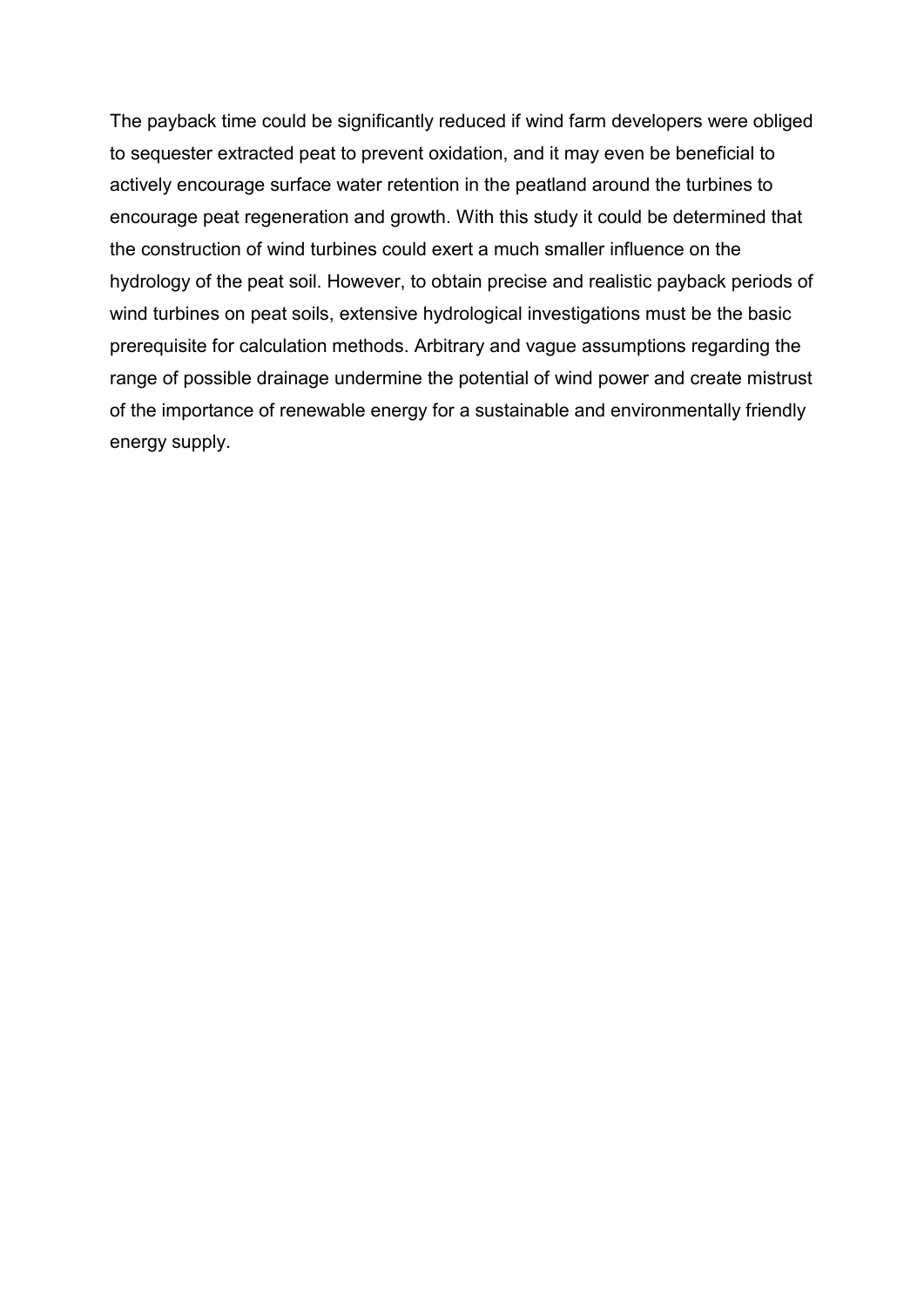The payback time could be significantly reduced if wind farm developers were obliged to sequester extracted peat to prevent oxidation, and it may even be beneficial to actively encourage surface water retention in the peatland around the turbines to encourage peat regeneration and growth. With this study it could be determined that the construction of wind turbines could exert a much smaller influence on the hydrology of the peat soil. However, to obtain precise and realistic payback periods of wind turbines on peat soils, extensive hydrological investigations must be the basic prerequisite for calculation methods. Arbitrary and vague assumptions regarding the range of possible drainage undermine the potential of wind power and create mistrust of the importance of renewable energy for a sustainable and environmentally friendly energy supply.